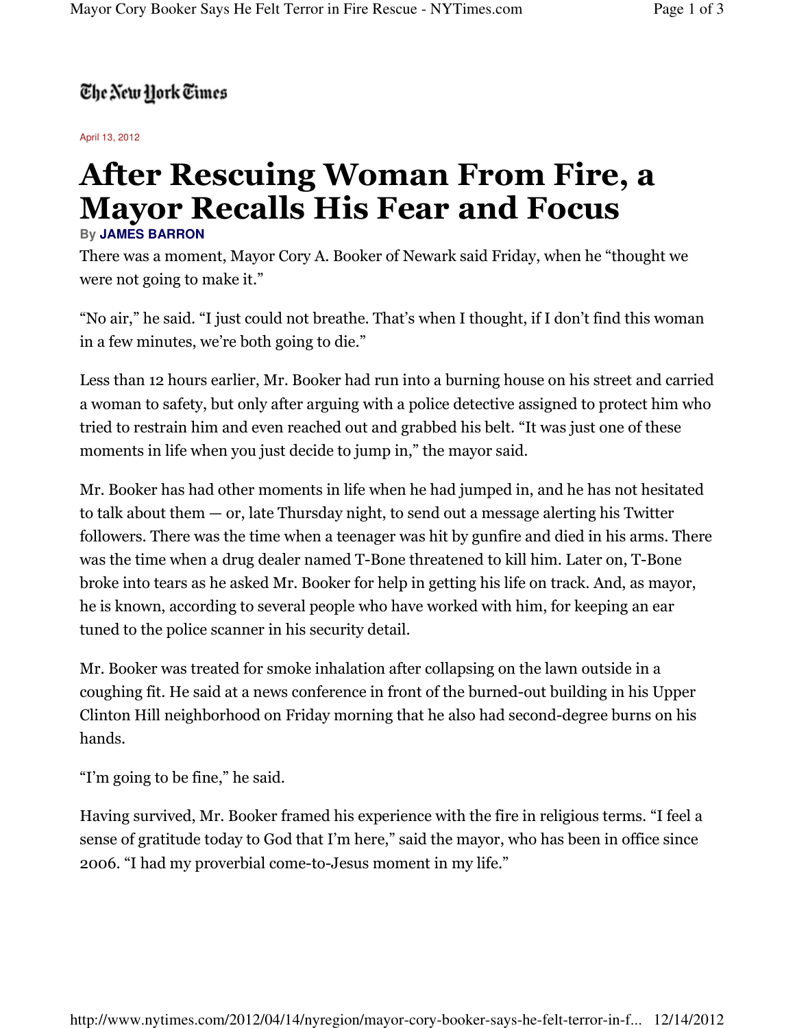The New York Times

April 13, 2012

# After Rescuing Woman From Fire, a Mayor Recalls His Fear and Focus

By **JAMES BARRON**

There was a moment, Mayor Cory A. Booker of Newark said Friday, when he "thought we were not going to make it."

"No air," he said. "I just could not breathe. That's when I thought, if I don't find this woman in a few minutes, we're both going to die."

Less than 12 hours earlier, Mr. Booker had run into a burning house on his street and carried a woman to safety, but only after arguing with a police detective assigned to protect him who tried to restrain him and even reached out and grabbed his belt. "It was just one of these moments in life when you just decide to jump in," the mayor said.

Mr. Booker has had other moments in life when he had jumped in, and he has not hesitated to talk about them — or, late Thursday night, to send out a message alerting his Twitter followers. There was the time when a teenager was hit by gunfire and died in his arms. There was the time when a drug dealer named T-Bone threatened to kill him. Later on, T-Bone broke into tears as he asked Mr. Booker for help in getting his life on track. And, as mayor, he is known, according to several people who have worked with him, for keeping an ear tuned to the police scanner in his security detail.

Mr. Booker was treated for smoke inhalation after collapsing on the lawn outside in a coughing fit. He said at a news conference in front of the burned-out building in his Upper Clinton Hill neighborhood on Friday morning that he also had second-degree burns on his hands.

"I'm going to be fine," he said.

Having survived, Mr. Booker framed his experience with the fire in religious terms. "I feel a sense of gratitude today to God that I'm here," said the mayor, who has been in office since 2006. "I had my proverbial come-to-Jesus moment in my life."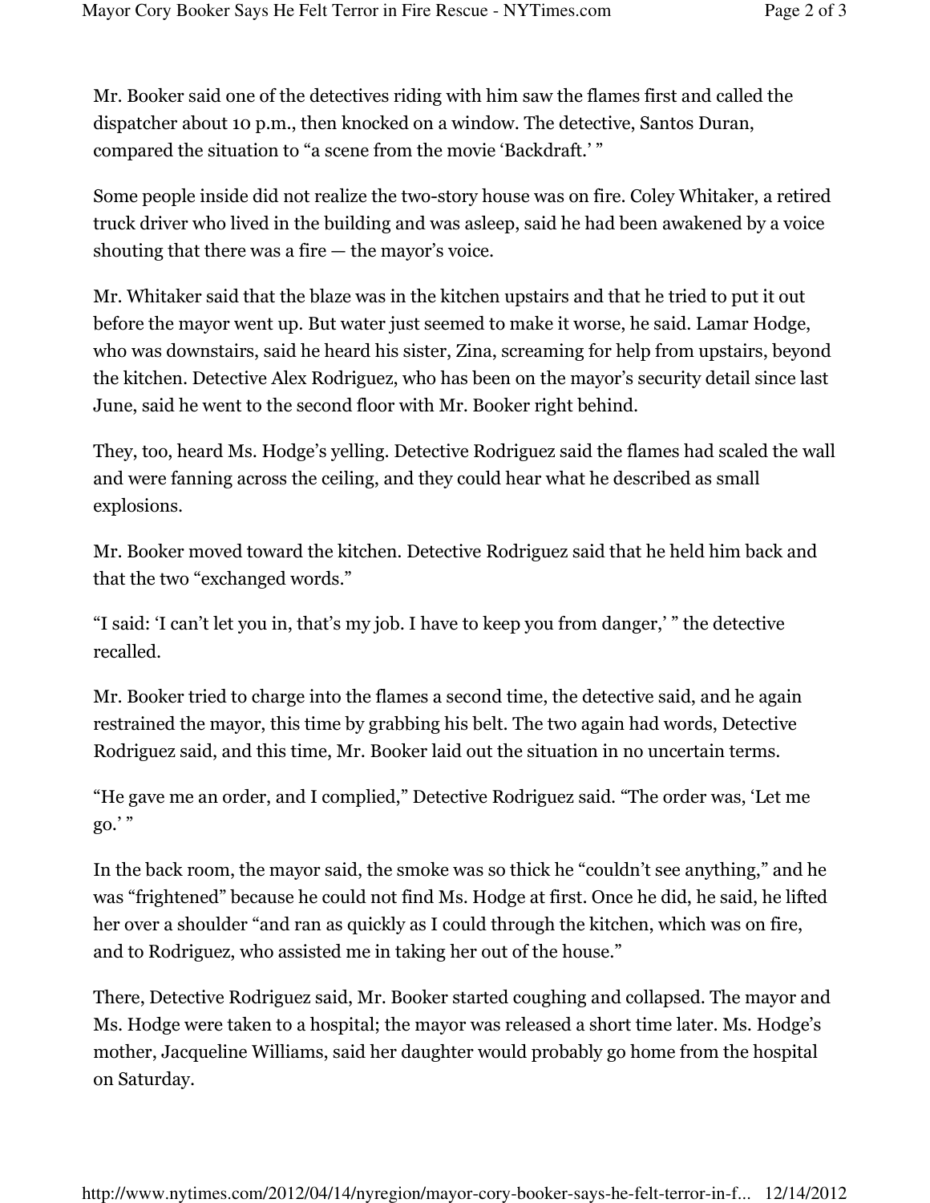Mr. Booker said one of the detectives riding with him saw the flames first and called the dispatcher about 10 p.m., then knocked on a window. The detective, Santos Duran, compared the situation to “a scene from the movie ‘Backdraft.’ ”

Some people inside did not realize the two-story house was on fire. Coley Whitaker, a retired truck driver who lived in the building and was asleep, said he had been awakened by a voice shouting that there was a fire — the mayor’s voice.

Mr. Whitaker said that the blaze was in the kitchen upstairs and that he tried to put it out before the mayor went up. But water just seemed to make it worse, he said. Lamar Hodge, who was downstairs, said he heard his sister, Zina, screaming for help from upstairs, beyond the kitchen. Detective Alex Rodriguez, who has been on the mayor’s security detail since last June, said he went to the second floor with Mr. Booker right behind.

They, too, heard Ms. Hodge’s yelling. Detective Rodriguez said the flames had scaled the wall and were fanning across the ceiling, and they could hear what he described as small explosions.

Mr. Booker moved toward the kitchen. Detective Rodriguez said that he held him back and that the two “exchanged words.”

“I said: ‘I can’t let you in, that’s my job. I have to keep you from danger,’ ” the detective recalled.

Mr. Booker tried to charge into the flames a second time, the detective said, and he again restrained the mayor, this time by grabbing his belt. The two again had words, Detective Rodriguez said, and this time, Mr. Booker laid out the situation in no uncertain terms.

“He gave me an order, and I complied,” Detective Rodriguez said. “The order was, ‘Let me go.’ ”

In the back room, the mayor said, the smoke was so thick he “couldn’t see anything,” and he was “frightened” because he could not find Ms. Hodge at first. Once he did, he said, he lifted her over a shoulder “and ran as quickly as I could through the kitchen, which was on fire, and to Rodriguez, who assisted me in taking her out of the house.”

There, Detective Rodriguez said, Mr. Booker started coughing and collapsed. The mayor and Ms. Hodge were taken to a hospital; the mayor was released a short time later. Ms. Hodge’s mother, Jacqueline Williams, said her daughter would probably go home from the hospital on Saturday.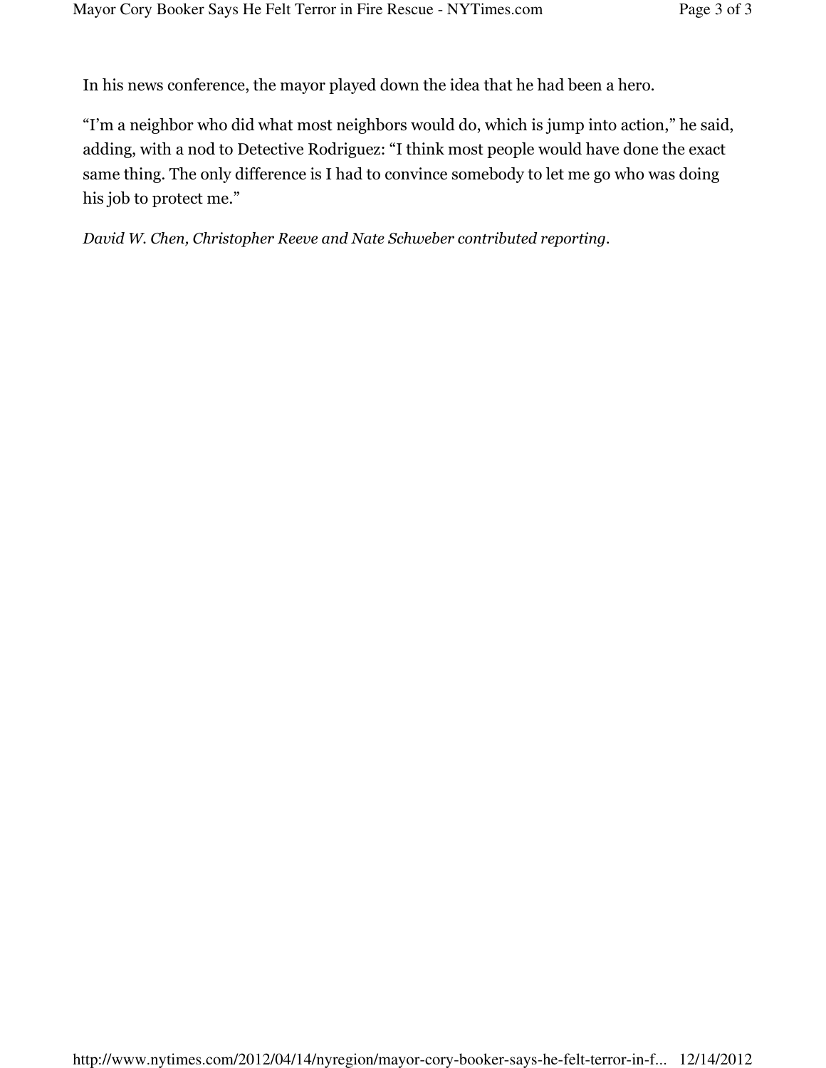In his news conference, the mayor played down the idea that he had been a hero.

“I’m a neighbor who did what most neighbors would do, which is jump into action,” he said, adding, with a nod to Detective Rodriguez: “I think most people would have done the exact same thing. The only difference is I had to convince somebody to let me go who was doing his job to protect me.”

*David W. Chen, Christopher Reeve and Nate Schweber contributed reporting.*